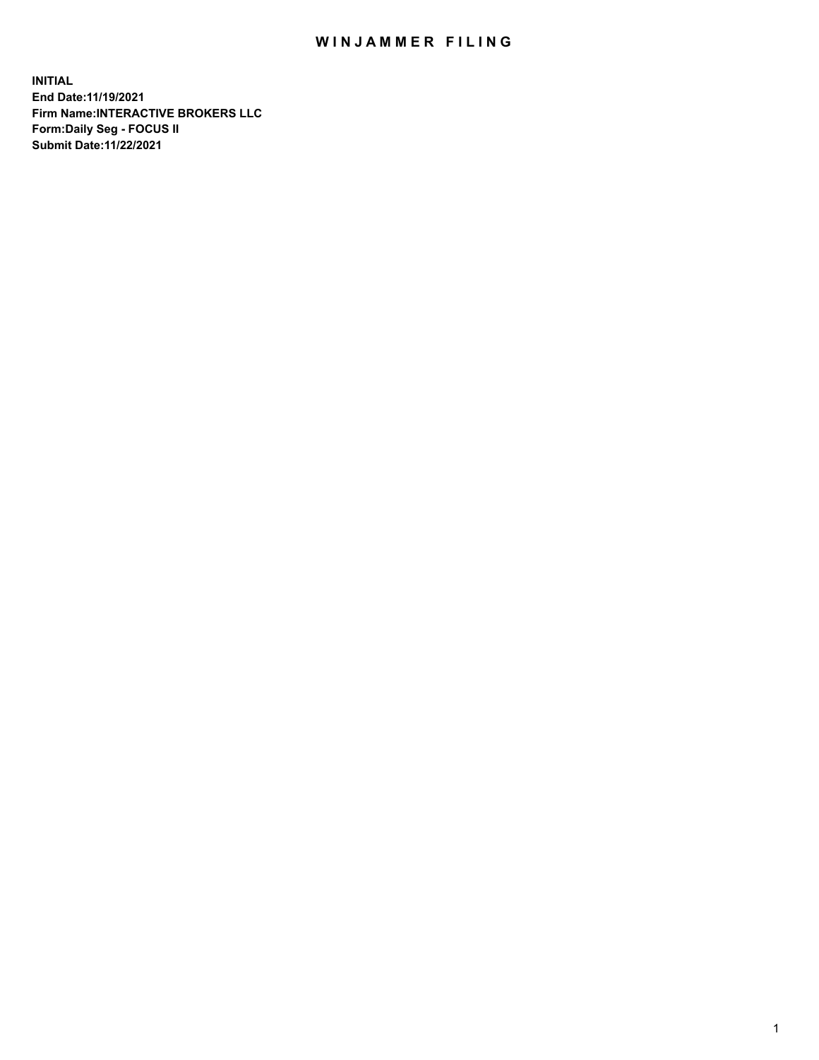# WINJAMMER FILING

**INITIAL**
**End Date:11/19/2021**
**Firm Name:INTERACTIVE BROKERS LLC**
**Form:Daily Seg - FOCUS II**
**Submit Date:11/22/2021**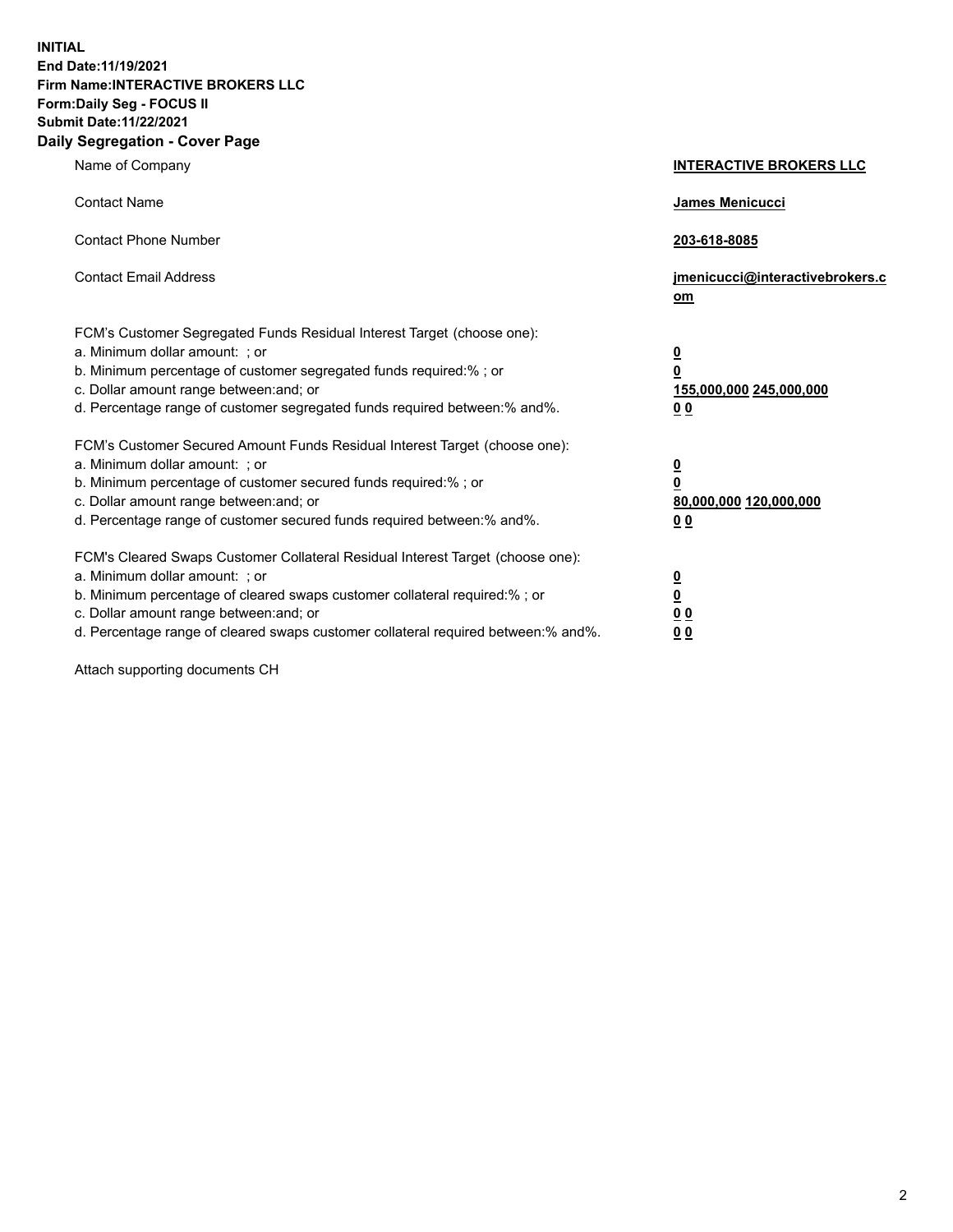**INITIAL**
**End Date:11/19/2021**
**Firm Name:INTERACTIVE BROKERS LLC**
**Form:Daily Seg - FOCUS II**
**Submit Date:11/22/2021**

## Daily Segregation - Cover Page

| | |
|---|---|
| Name of Company | **INTERACTIVE BROKERS LLC** |
| Contact Name | **James Menicucci** |
| Contact Phone Number | **203-618-8085** |
| Contact Email Address | **jmenicucci@interactivebrokers.com** |

FCM's Customer Segregated Funds Residual Interest Target (choose one):

| | |
|---|---|
| a. Minimum dollar amount: ; or | **0** |
| b. Minimum percentage of customer segregated funds required:% ; or | **0** |
| c. Dollar amount range between:and; or | **155,000,000 245,000,000** |
| d. Percentage range of customer segregated funds required between:% and%. | **0 0** |

FCM's Customer Secured Amount Funds Residual Interest Target (choose one):

| | |
|---|---|
| a. Minimum dollar amount: ; or | **0** |
| b. Minimum percentage of customer secured funds required:% ; or | **0** |
| c. Dollar amount range between:and; or | **80,000,000 120,000,000** |
| d. Percentage range of customer secured funds required between:% and%. | **0 0** |

FCM's Cleared Swaps Customer Collateral Residual Interest Target (choose one):

| | |
|---|---|
| a. Minimum dollar amount: ; or | **0** |
| b. Minimum percentage of cleared swaps customer collateral required:% ; or | **0** |
| c. Dollar amount range between:and; or | **0 0** |
| d. Percentage range of cleared swaps customer collateral required between:% and%. | **0 0** |

Attach supporting documents CH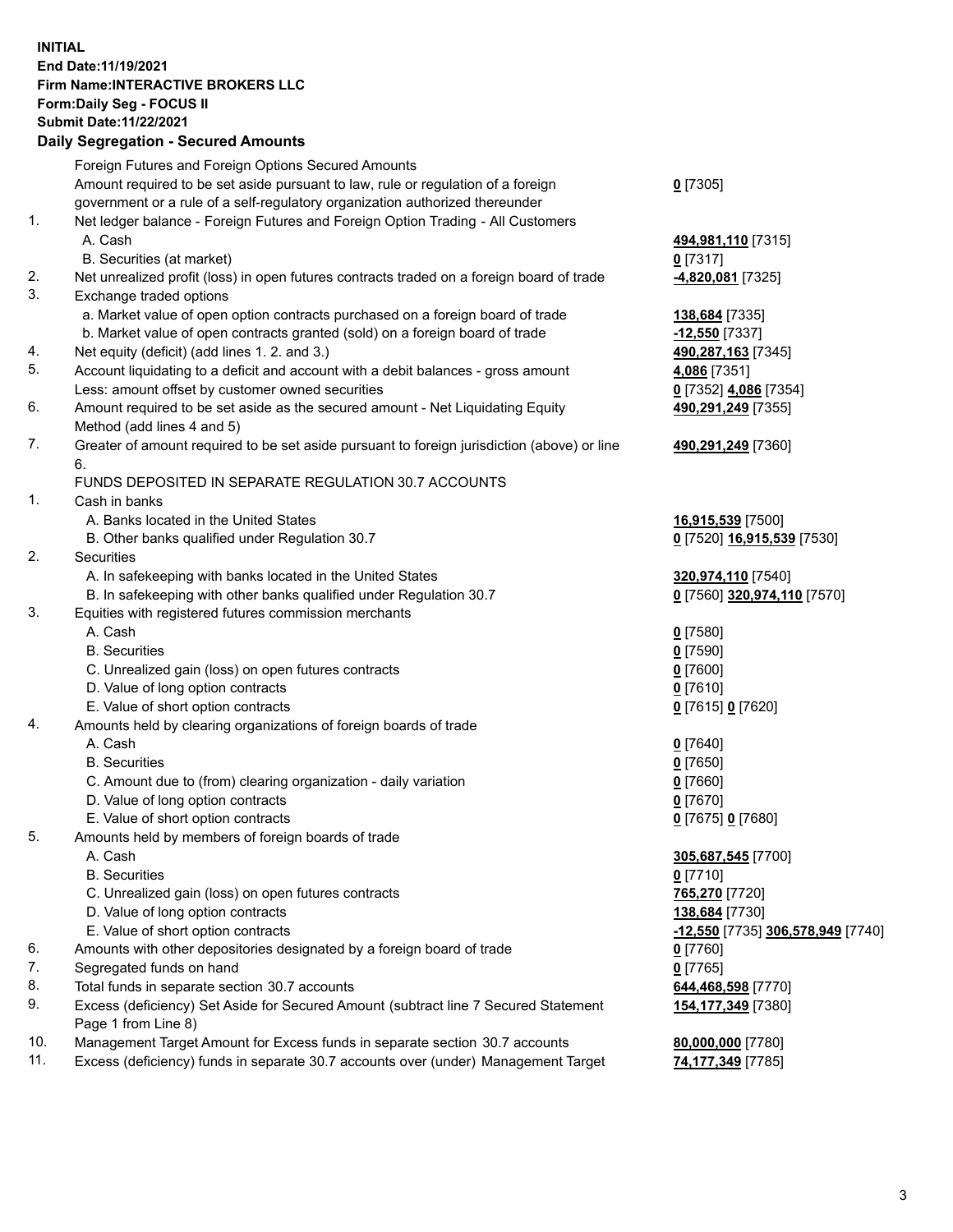**INITIAL**
**End Date:11/19/2021**
**Firm Name:INTERACTIVE BROKERS LLC**
**Form:Daily Seg - FOCUS II**
**Submit Date:11/22/2021**

**Daily Segregation - Secured Amounts**

| | | |
|---|---|---|
| | Foreign Futures and Foreign Options Secured Amounts | |
| | Amount required to be set aside pursuant to law, rule or regulation of a foreign government or a rule of a self-regulatory organization authorized thereunder | **0** [7305] |
| 1. | Net ledger balance - Foreign Futures and Foreign Option Trading - All Customers | |
| | A. Cash | **494,981,110** [7315] |
| | B. Securities (at market) | **0** [7317] |
| 2. | Net unrealized profit (loss) in open futures contracts traded on a foreign board of trade | **-4,820,081** [7325] |
| 3. | Exchange traded options | |
| | a. Market value of open option contracts purchased on a foreign board of trade | **138,684** [7335] |
| | b. Market value of open contracts granted (sold) on a foreign board of trade | **-12,550** [7337] |
| 4. | Net equity (deficit) (add lines 1. 2. and 3.) | **490,287,163** [7345] |
| 5. | Account liquidating to a deficit and account with a debit balances - gross amount | **4,086** [7351] |
| | Less: amount offset by customer owned securities | **0** [7352] **4,086** [7354] |
| 6. | Amount required to be set aside as the secured amount - Net Liquidating Equity Method (add lines 4 and 5) | **490,291,249** [7355] |
| 7. | Greater of amount required to be set aside pursuant to foreign jurisdiction (above) or line 6. | **490,291,249** [7360] |
| | FUNDS DEPOSITED IN SEPARATE REGULATION 30.7 ACCOUNTS | |
| 1. | Cash in banks | |
| | A. Banks located in the United States | **16,915,539** [7500] |
| | B. Other banks qualified under Regulation 30.7 | **0** [7520] **16,915,539** [7530] |
| 2. | Securities | |
| | A. In safekeeping with banks located in the United States | **320,974,110** [7540] |
| | B. In safekeeping with other banks qualified under Regulation 30.7 | **0** [7560] **320,974,110** [7570] |
| 3. | Equities with registered futures commission merchants | |
| | A. Cash | **0** [7580] |
| | B. Securities | **0** [7590] |
| | C. Unrealized gain (loss) on open futures contracts | **0** [7600] |
| | D. Value of long option contracts | **0** [7610] |
| | E. Value of short option contracts | **0** [7615] **0** [7620] |
| 4. | Amounts held by clearing organizations of foreign boards of trade | |
| | A. Cash | **0** [7640] |
| | B. Securities | **0** [7650] |
| | C. Amount due to (from) clearing organization - daily variation | **0** [7660] |
| | D. Value of long option contracts | **0** [7670] |
| | E. Value of short option contracts | **0** [7675] **0** [7680] |
| 5. | Amounts held by members of foreign boards of trade | |
| | A. Cash | **305,687,545** [7700] |
| | B. Securities | **0** [7710] |
| | C. Unrealized gain (loss) on open futures contracts | **765,270** [7720] |
| | D. Value of long option contracts | **138,684** [7730] |
| | E. Value of short option contracts | **-12,550** [7735] **306,578,949** [7740] |
| 6. | Amounts with other depositories designated by a foreign board of trade | **0** [7760] |
| 7. | Segregated funds on hand | **0** [7765] |
| 8. | Total funds in separate section 30.7 accounts | **644,468,598** [7770] |
| 9. | Excess (deficiency) Set Aside for Secured Amount (subtract line 7 Secured Statement Page 1 from Line 8) | **154,177,349** [7380] |
| 10. | Management Target Amount for Excess funds in separate section 30.7 accounts | **80,000,000** [7780] |
| 11. | Excess (deficiency) funds in separate 30.7 accounts over (under) Management Target | **74,177,349** [7785] |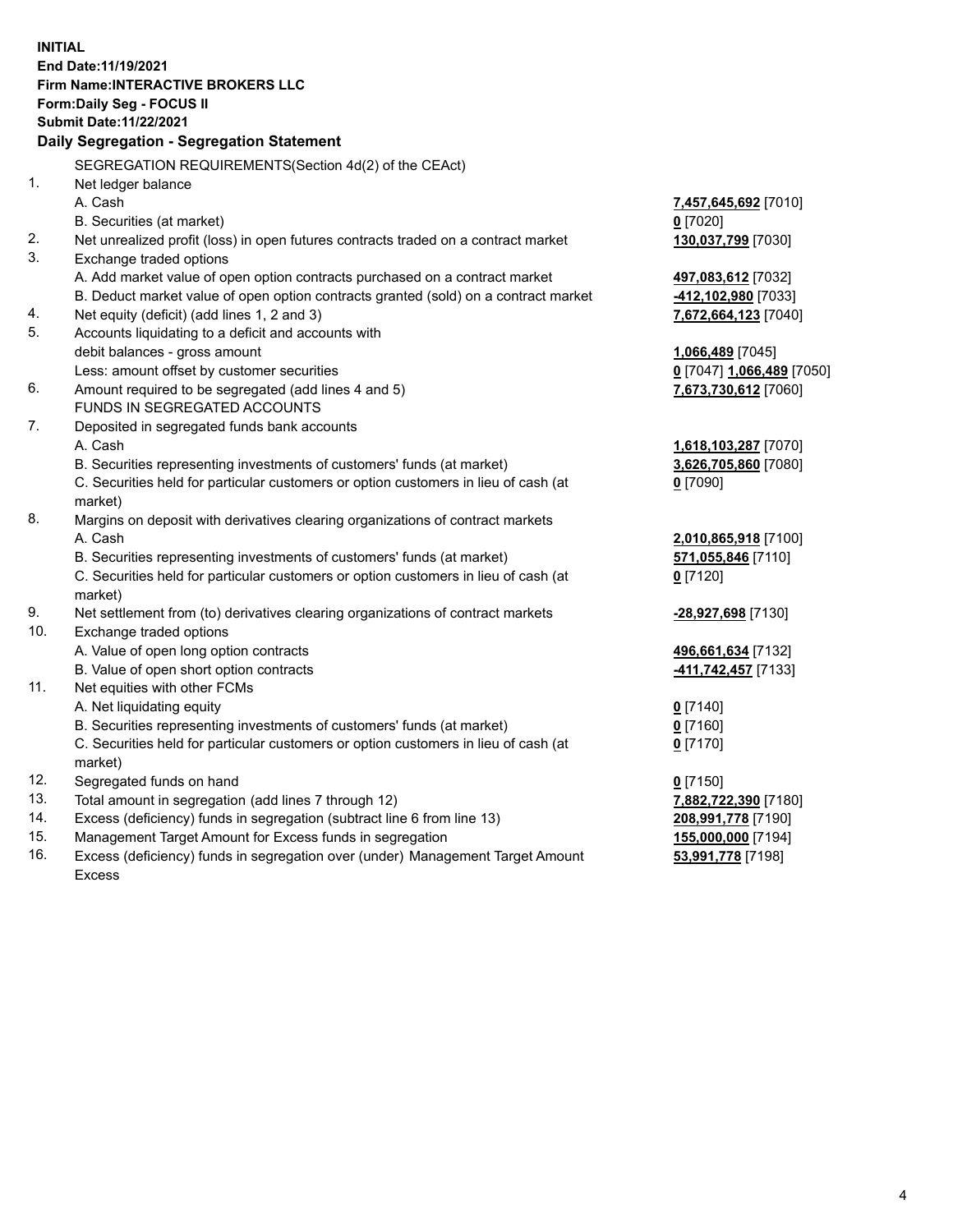**INITIAL**
**End Date:11/19/2021**
**Firm Name:INTERACTIVE BROKERS LLC**
**Form:Daily Seg - FOCUS II**
**Submit Date:11/22/2021**

**Daily Segregation - Segregation Statement**

| | | |
|---|---|---|
| | SEGREGATION REQUIREMENTS(Section 4d(2) of the CEAct) | |
| 1. | Net ledger balance | |
| | A. Cash | **7,457,645,692** [7010] |
| | B. Securities (at market) | **0** [7020] |
| 2. | Net unrealized profit (loss) in open futures contracts traded on a contract market | **130,037,799** [7030] |
| 3. | Exchange traded options | |
| | A. Add market value of open option contracts purchased on a contract market | **497,083,612** [7032] |
| | B. Deduct market value of open option contracts granted (sold) on a contract market | **-412,102,980** [7033] |
| 4. | Net equity (deficit) (add lines 1, 2 and 3) | **7,672,664,123** [7040] |
| 5. | Accounts liquidating to a deficit and accounts with debit balances - gross amount | **1,066,489** [7045] |
| | Less: amount offset by customer securities | **0** [7047] **1,066,489** [7050] |
| 6. | Amount required to be segregated (add lines 4 and 5) | **7,673,730,612** [7060] |
| | FUNDS IN SEGREGATED ACCOUNTS | |
| 7. | Deposited in segregated funds bank accounts | |
| | A. Cash | **1,618,103,287** [7070] |
| | B. Securities representing investments of customers' funds (at market) | **3,626,705,860** [7080] |
| | C. Securities held for particular customers or option customers in lieu of cash (at market) | **0** [7090] |
| 8. | Margins on deposit with derivatives clearing organizations of contract markets | |
| | A. Cash | **2,010,865,918** [7100] |
| | B. Securities representing investments of customers' funds (at market) | **571,055,846** [7110] |
| | C. Securities held for particular customers or option customers in lieu of cash (at market) | **0** [7120] |
| 9. | Net settlement from (to) derivatives clearing organizations of contract markets | **-28,927,698** [7130] |
| 10. | Exchange traded options | |
| | A. Value of open long option contracts | **496,661,634** [7132] |
| | B. Value of open short option contracts | **-411,742,457** [7133] |
| 11. | Net equities with other FCMs | |
| | A. Net liquidating equity | **0** [7140] |
| | B. Securities representing investments of customers' funds (at market) | **0** [7160] |
| | C. Securities held for particular customers or option customers in lieu of cash (at market) | **0** [7170] |
| 12. | Segregated funds on hand | **0** [7150] |
| 13. | Total amount in segregation (add lines 7 through 12) | **7,882,722,390** [7180] |
| 14. | Excess (deficiency) funds in segregation (subtract line 6 from line 13) | **208,991,778** [7190] |
| 15. | Management Target Amount for Excess funds in segregation | **155,000,000** [7194] |
| 16. | Excess (deficiency) funds in segregation over (under) Management Target Amount Excess | **53,991,778** [7198] |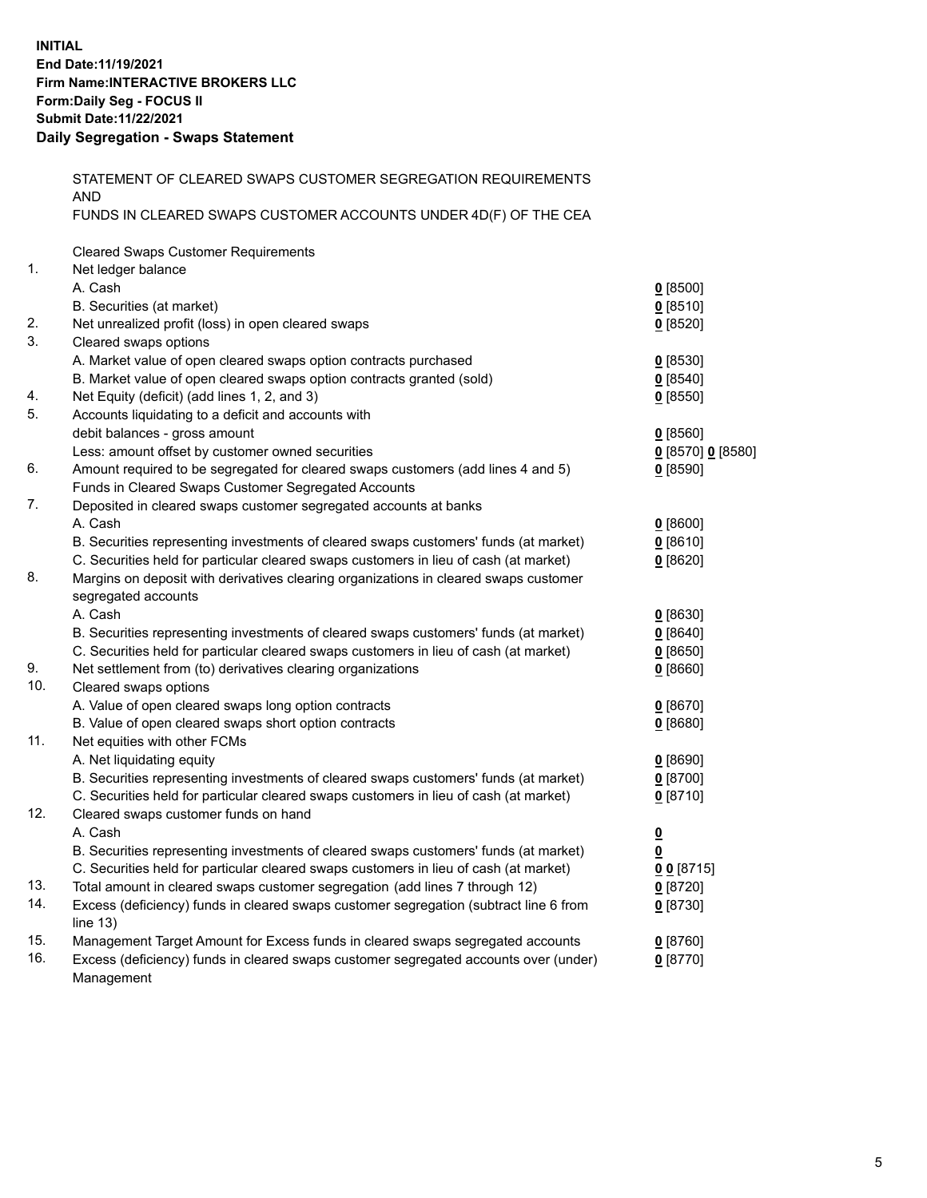**INITIAL**
**End Date:11/19/2021**
**Firm Name:INTERACTIVE BROKERS LLC**
**Form:Daily Seg - FOCUS II**
**Submit Date:11/22/2021**
**Daily Segregation - Swaps Statement**

STATEMENT OF CLEARED SWAPS CUSTOMER SEGREGATION REQUIREMENTS AND FUNDS IN CLEARED SWAPS CUSTOMER ACCOUNTS UNDER 4D(F) OF THE CEA

| | | |
|---|---|---|
| | Cleared Swaps Customer Requirements | |
| 1. | Net ledger balance | |
| | A. Cash | 0 [8500] |
| | B. Securities (at market) | 0 [8510] |
| 2. | Net unrealized profit (loss) in open cleared swaps | 0 [8520] |
| 3. | Cleared swaps options | |
| | A. Market value of open cleared swaps option contracts purchased | 0 [8530] |
| | B. Market value of open cleared swaps option contracts granted (sold) | 0 [8540] |
| 4. | Net Equity (deficit) (add lines 1, 2, and 3) | 0 [8550] |
| 5. | Accounts liquidating to a deficit and accounts with debit balances - gross amount | 0 [8560] |
| | Less: amount offset by customer owned securities | 0 [8570] 0 [8580] |
| 6. | Amount required to be segregated for cleared swaps customers (add lines 4 and 5) | 0 [8590] |
| | Funds in Cleared Swaps Customer Segregated Accounts | |
| 7. | Deposited in cleared swaps customer segregated accounts at banks | |
| | A. Cash | 0 [8600] |
| | B. Securities representing investments of cleared swaps customers' funds (at market) | 0 [8610] |
| | C. Securities held for particular cleared swaps customers in lieu of cash (at market) | 0 [8620] |
| 8. | Margins on deposit with derivatives clearing organizations in cleared swaps customer segregated accounts | |
| | A. Cash | 0 [8630] |
| | B. Securities representing investments of cleared swaps customers' funds (at market) | 0 [8640] |
| | C. Securities held for particular cleared swaps customers in lieu of cash (at market) | 0 [8650] |
| 9. | Net settlement from (to) derivatives clearing organizations | 0 [8660] |
| 10. | Cleared swaps options | |
| | A. Value of open cleared swaps long option contracts | 0 [8670] |
| | B. Value of open cleared swaps short option contracts | 0 [8680] |
| 11. | Net equities with other FCMs | |
| | A. Net liquidating equity | 0 [8690] |
| | B. Securities representing investments of cleared swaps customers' funds (at market) | 0 [8700] |
| | C. Securities held for particular cleared swaps customers in lieu of cash (at market) | 0 [8710] |
| 12. | Cleared swaps customer funds on hand | |
| | A. Cash | 0 |
| | B. Securities representing investments of cleared swaps customers' funds (at market) | 0 |
| | C. Securities held for particular cleared swaps customers in lieu of cash (at market) | 0 0 [8715] |
| 13. | Total amount in cleared swaps customer segregation (add lines 7 through 12) | 0 [8720] |
| 14. | Excess (deficiency) funds in cleared swaps customer segregation (subtract line 6 from line 13) | 0 [8730] |
| 15. | Management Target Amount for Excess funds in cleared swaps segregated accounts | 0 [8760] |
| 16. | Excess (deficiency) funds in cleared swaps customer segregated accounts over (under) Management | 0 [8770] |